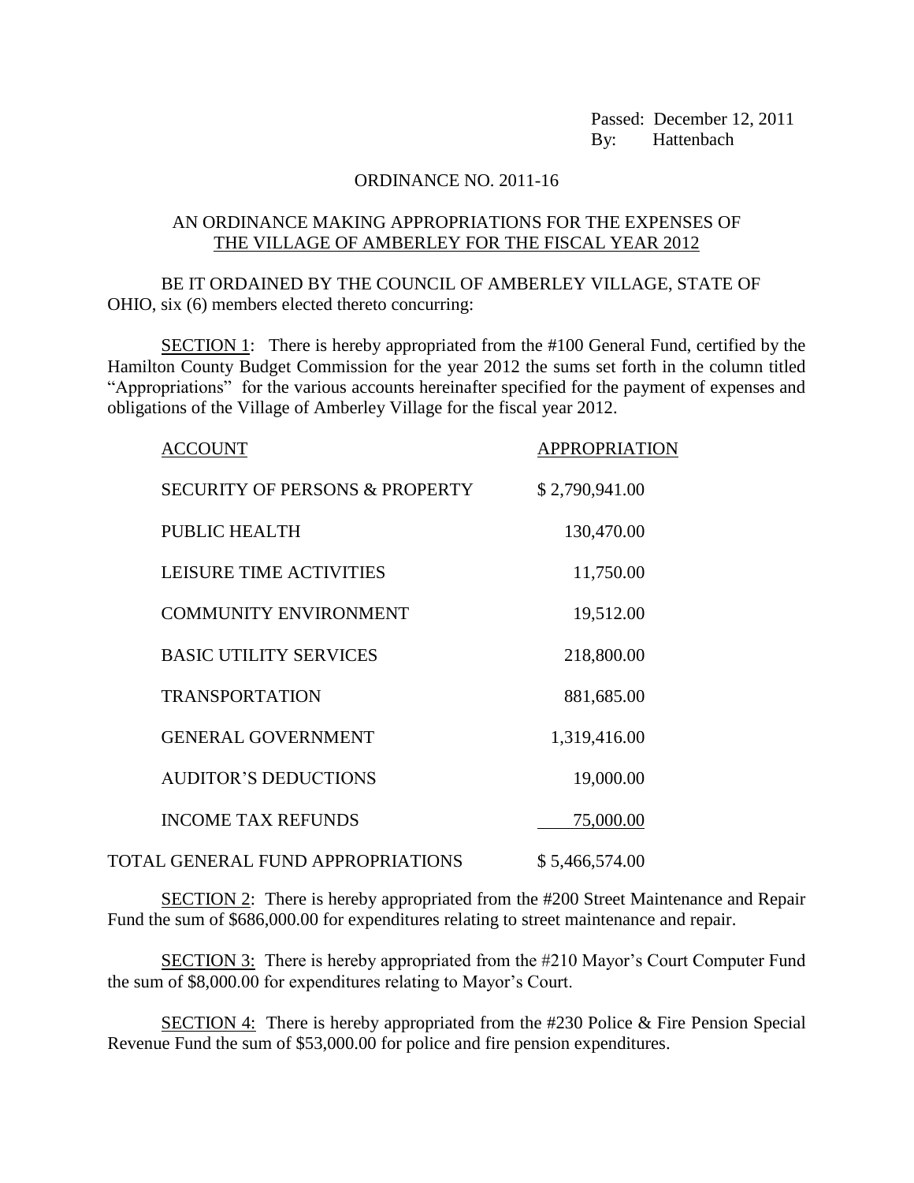Passed: December 12, 2011
By: Hattenbach

# ORDINANCE NO. 2011-16

## AN ORDINANCE MAKING APPROPRIATIONS FOR THE EXPENSES OF THE VILLAGE OF AMBERLEY FOR THE FISCAL YEAR 2012

BE IT ORDAINED BY THE COUNCIL OF AMBERLEY VILLAGE, STATE OF OHIO, six (6) members elected thereto concurring:

SECTION 1: There is hereby appropriated from the #100 General Fund, certified by the Hamilton County Budget Commission for the year 2012 the sums set forth in the column titled "Appropriations" for the various accounts hereinafter specified for the payment of expenses and obligations of the Village of Amberley Village for the fiscal year 2012.

| ACCOUNT | APPROPRIATION |
|---|---|
| SECURITY OF PERSONS & PROPERTY | $ 2,790,941.00 |
| PUBLIC HEALTH | 130,470.00 |
| LEISURE TIME ACTIVITIES | 11,750.00 |
| COMMUNITY ENVIRONMENT | 19,512.00 |
| BASIC UTILITY SERVICES | 218,800.00 |
| TRANSPORTATION | 881,685.00 |
| GENERAL GOVERNMENT | 1,319,416.00 |
| AUDITOR'S DEDUCTIONS | 19,000.00 |
| INCOME TAX REFUNDS | 75,000.00 |
| TOTAL GENERAL FUND APPROPRIATIONS | $ 5,466,574.00 |

SECTION 2: There is hereby appropriated from the #200 Street Maintenance and Repair Fund the sum of $686,000.00 for expenditures relating to street maintenance and repair.

SECTION 3: There is hereby appropriated from the #210 Mayor's Court Computer Fund the sum of $8,000.00 for expenditures relating to Mayor's Court.

SECTION 4: There is hereby appropriated from the #230 Police & Fire Pension Special Revenue Fund the sum of $53,000.00 for police and fire pension expenditures.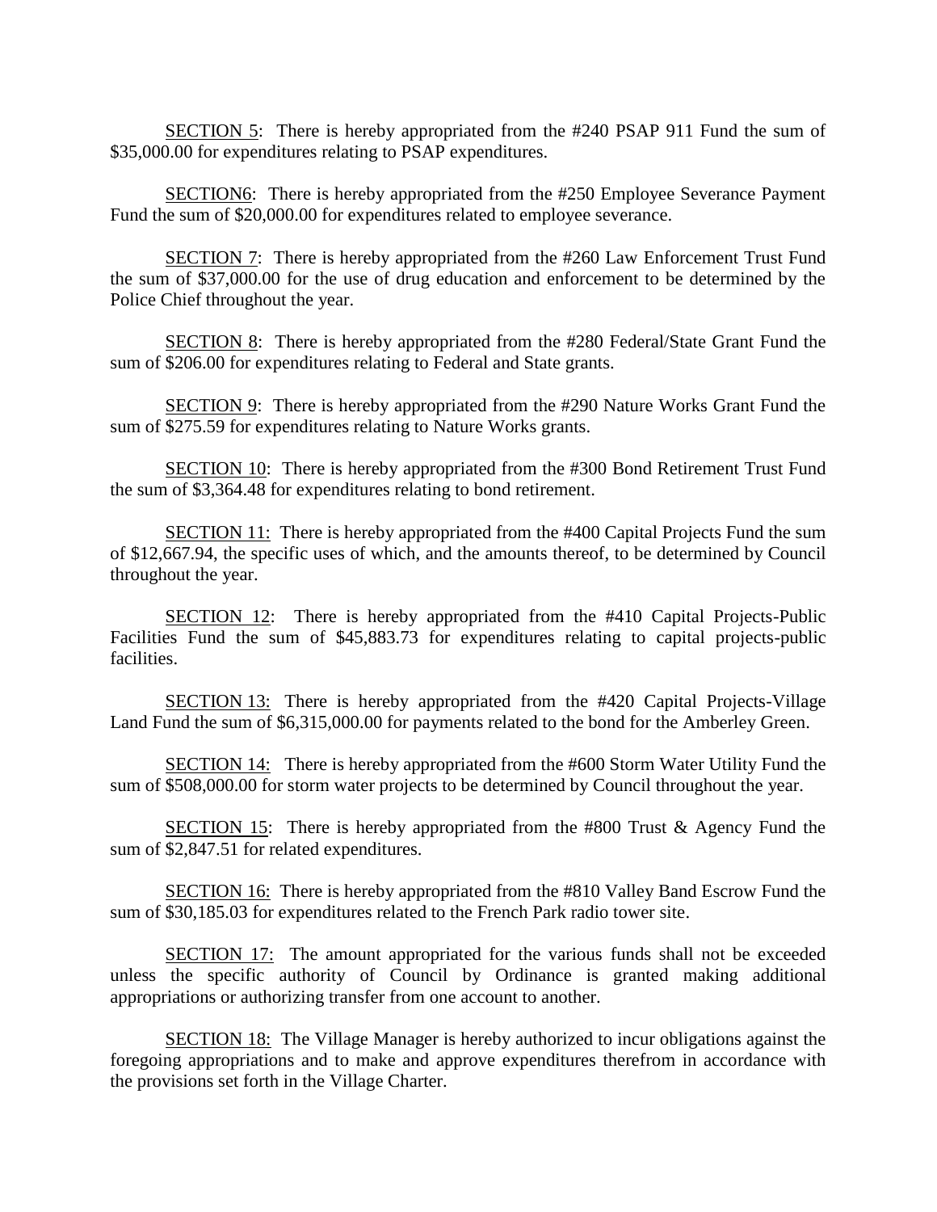SECTION 5: There is hereby appropriated from the #240 PSAP 911 Fund the sum of $35,000.00 for expenditures relating to PSAP expenditures.

SECTION6: There is hereby appropriated from the #250 Employee Severance Payment Fund the sum of $20,000.00 for expenditures related to employee severance.

SECTION 7: There is hereby appropriated from the #260 Law Enforcement Trust Fund the sum of $37,000.00 for the use of drug education and enforcement to be determined by the Police Chief throughout the year.

SECTION 8: There is hereby appropriated from the #280 Federal/State Grant Fund the sum of $206.00 for expenditures relating to Federal and State grants.

SECTION 9: There is hereby appropriated from the #290 Nature Works Grant Fund the sum of $275.59 for expenditures relating to Nature Works grants.

SECTION 10: There is hereby appropriated from the #300 Bond Retirement Trust Fund the sum of $3,364.48 for expenditures relating to bond retirement.

SECTION 11: There is hereby appropriated from the #400 Capital Projects Fund the sum of $12,667.94, the specific uses of which, and the amounts thereof, to be determined by Council throughout the year.

SECTION 12: There is hereby appropriated from the #410 Capital Projects-Public Facilities Fund the sum of $45,883.73 for expenditures relating to capital projects-public facilities.

SECTION 13: There is hereby appropriated from the #420 Capital Projects-Village Land Fund the sum of $6,315,000.00 for payments related to the bond for the Amberley Green.

SECTION 14: There is hereby appropriated from the #600 Storm Water Utility Fund the sum of $508,000.00 for storm water projects to be determined by Council throughout the year.

SECTION 15: There is hereby appropriated from the #800 Trust & Agency Fund the sum of $2,847.51 for related expenditures.

SECTION 16: There is hereby appropriated from the #810 Valley Band Escrow Fund the sum of $30,185.03 for expenditures related to the French Park radio tower site.

SECTION 17: The amount appropriated for the various funds shall not be exceeded unless the specific authority of Council by Ordinance is granted making additional appropriations or authorizing transfer from one account to another.

SECTION 18: The Village Manager is hereby authorized to incur obligations against the foregoing appropriations and to make and approve expenditures therefrom in accordance with the provisions set forth in the Village Charter.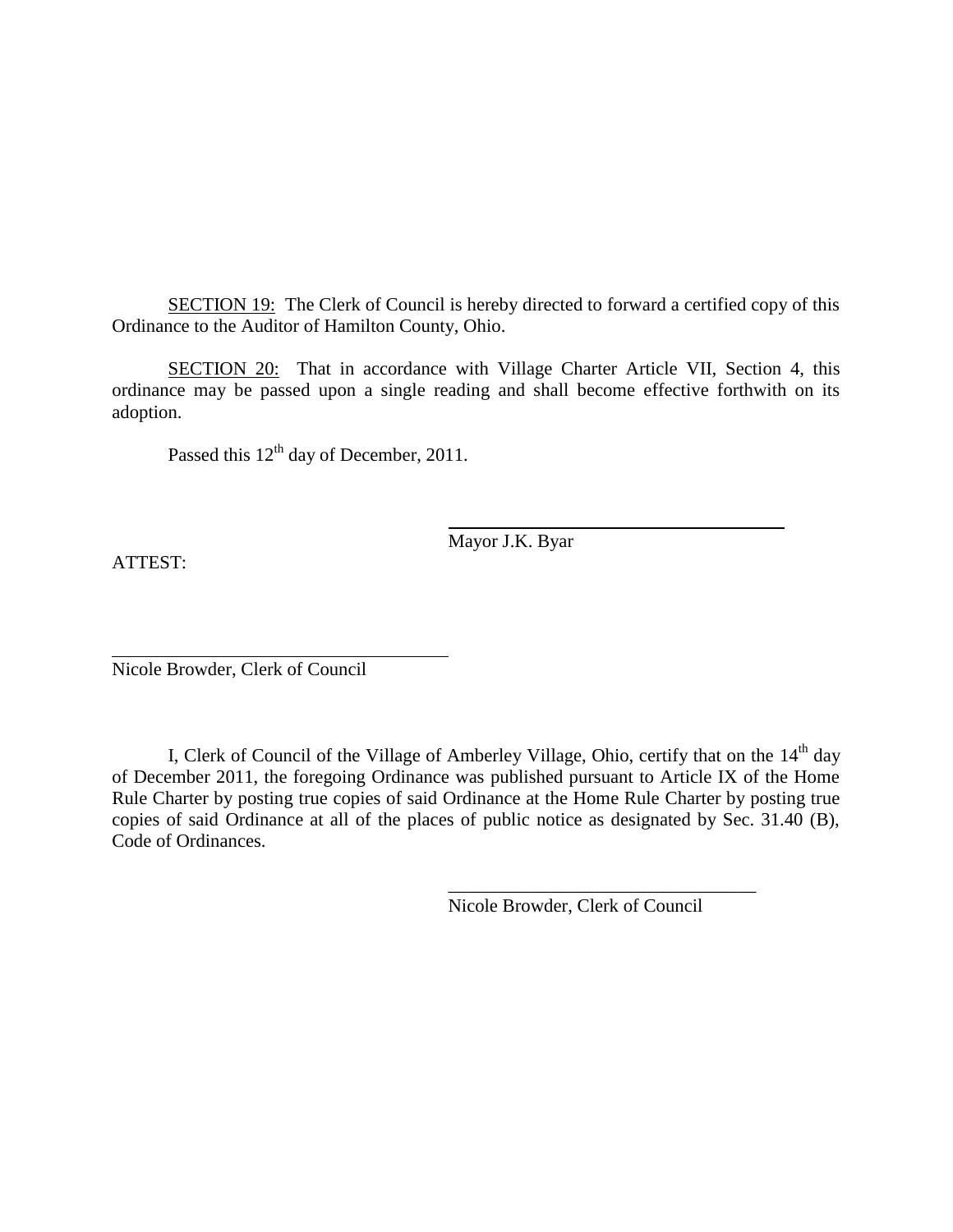SECTION 19: The Clerk of Council is hereby directed to forward a certified copy of this Ordinance to the Auditor of Hamilton County, Ohio.

SECTION 20: That in accordance with Village Charter Article VII, Section 4, this ordinance may be passed upon a single reading and shall become effective forthwith on its adoption.

Passed this 12th day of December, 2011.

Mayor J.K. Byar

ATTEST:

Nicole Browder, Clerk of Council

I, Clerk of Council of the Village of Amberley Village, Ohio, certify that on the 14th day of December 2011, the foregoing Ordinance was published pursuant to Article IX of the Home Rule Charter by posting true copies of said Ordinance at the Home Rule Charter by posting true copies of said Ordinance at all of the places of public notice as designated by Sec. 31.40 (B), Code of Ordinances.

Nicole Browder, Clerk of Council